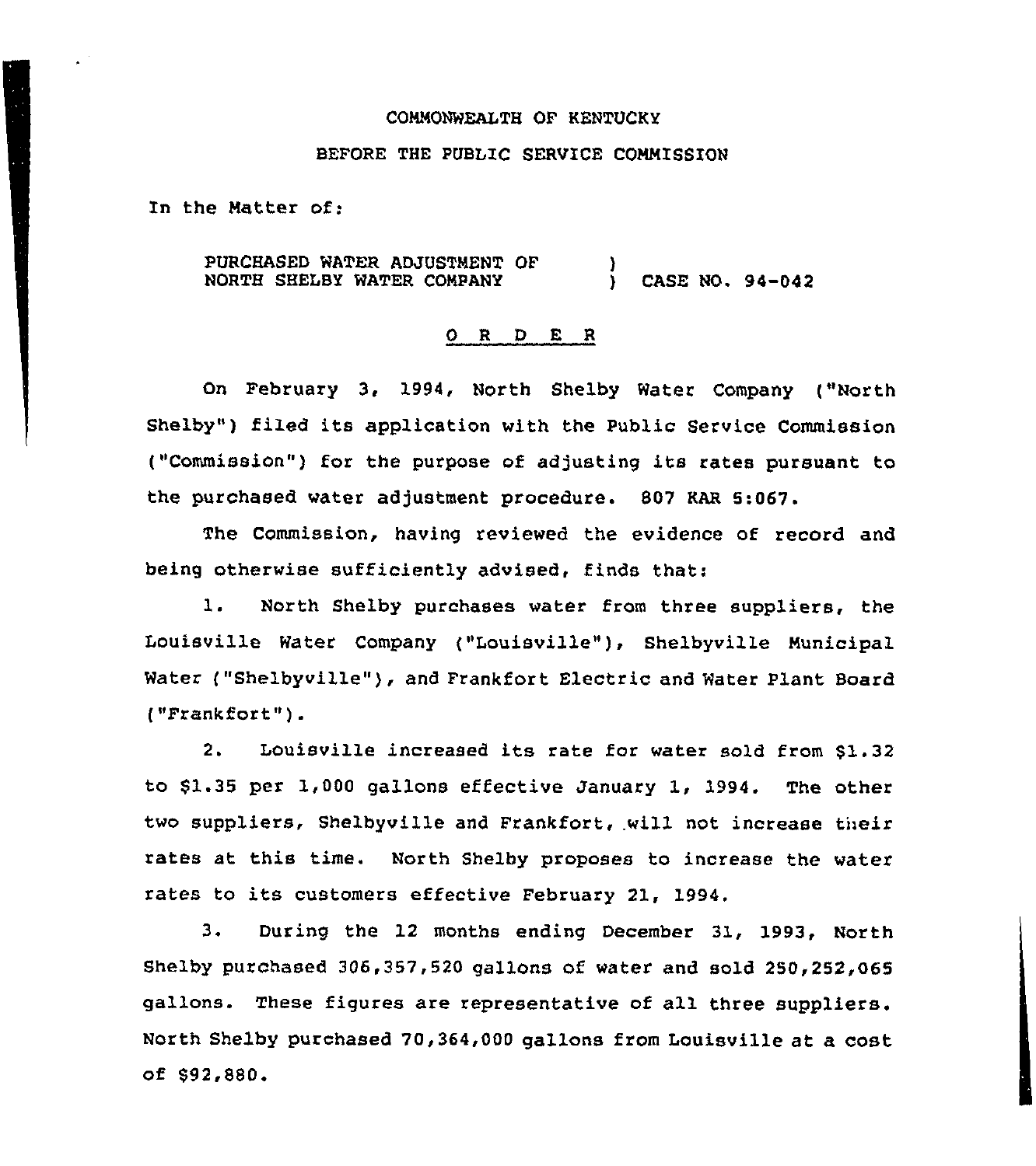COMMONWEALTH OF KENTUCKY

BEFORE THE PUBLIC SERVICE COMMISSION

In the Matter of:

PURCHASED WATER ADJUSTMENT OF NORTH SHELBY WATER COMPANY ) CASE NO. 94-042

O R D E R

On February 3, 1994, North Shelby Water Company ("North Shelby") filed its application with the Public Service Commission ("Commission") for the purpose of adjusting its rates pursuant to the purchased water adjustment procedure. 807 KAR 5:067.

The Commission, having reviewed the evidence of record and being otherwise sufficiently advised, finds that:

1. North Shelby purchases water from three suppliers, the Louisville Water Company ("Louisville"), Shelbyville Municipal Water ("Shelbyville"), and Frankfort Electric and Water Plant Board ("Frankfort").

2. Louisville increased its rate for water sold from $1.32 to $1.35 per 1,000 gallons effective January 1, 1994. The other two suppliers, Shelbyville and Frankfort, will not increase their rates at this time. North Shelby proposes to increase the water rates to its customers effective February 21, 1994.

3. During the 12 months ending December 31, 1993, North Shelby purchased 306,357,520 gallons of water and sold 250,252,065 gallons. These figures are representative of all three suppliers. North Shelby purchased 70,364,000 gallons from Louisville at a cost of $92,880.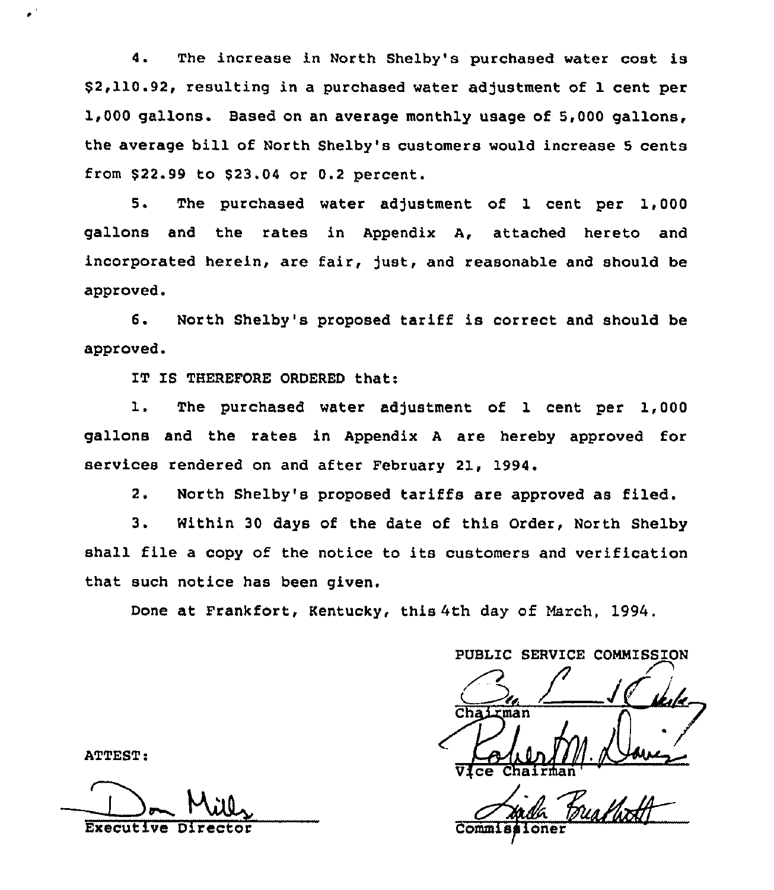4. The increase in North Shelby's purchased water cost is $2,110.92, resulting in a purchased water adjustment of 1 cent per 1,000 gallons. Based on an average monthly usage of 5,000 gallons, the average bill of North Shelby's customers would increase 5 cents from $22.99 to $23.04 or 0.2 percent.

5. The purchased water adjustment of 1 cent per 1,000 gallons and the rates in Appendix A, attached hereto and incorporated herein, are fair, just, and reasonable and should be approved.

6. North Shelby's proposed tariff is correct and should be approved.

IT IS THEREFORE ORDERED that:

1. The purchased water adjustment of 1 cent per 1,000 gallons and the rates in Appendix A are hereby approved for services rendered on and after February 21, 1994.

2. North Shelby's proposed tariffs are approved as filed.

3. Within 30 days of the date of this Order, North Shelby shall file a copy of the notice to its customers and verification that such notice has been given.

Done at Frankfort, Kentucky, this 4th day of March, 1994.

PUBLIC SERVICE COMMISSION

Chairman

Vice Chairman

Commissioner

ATTEST:

Executive Director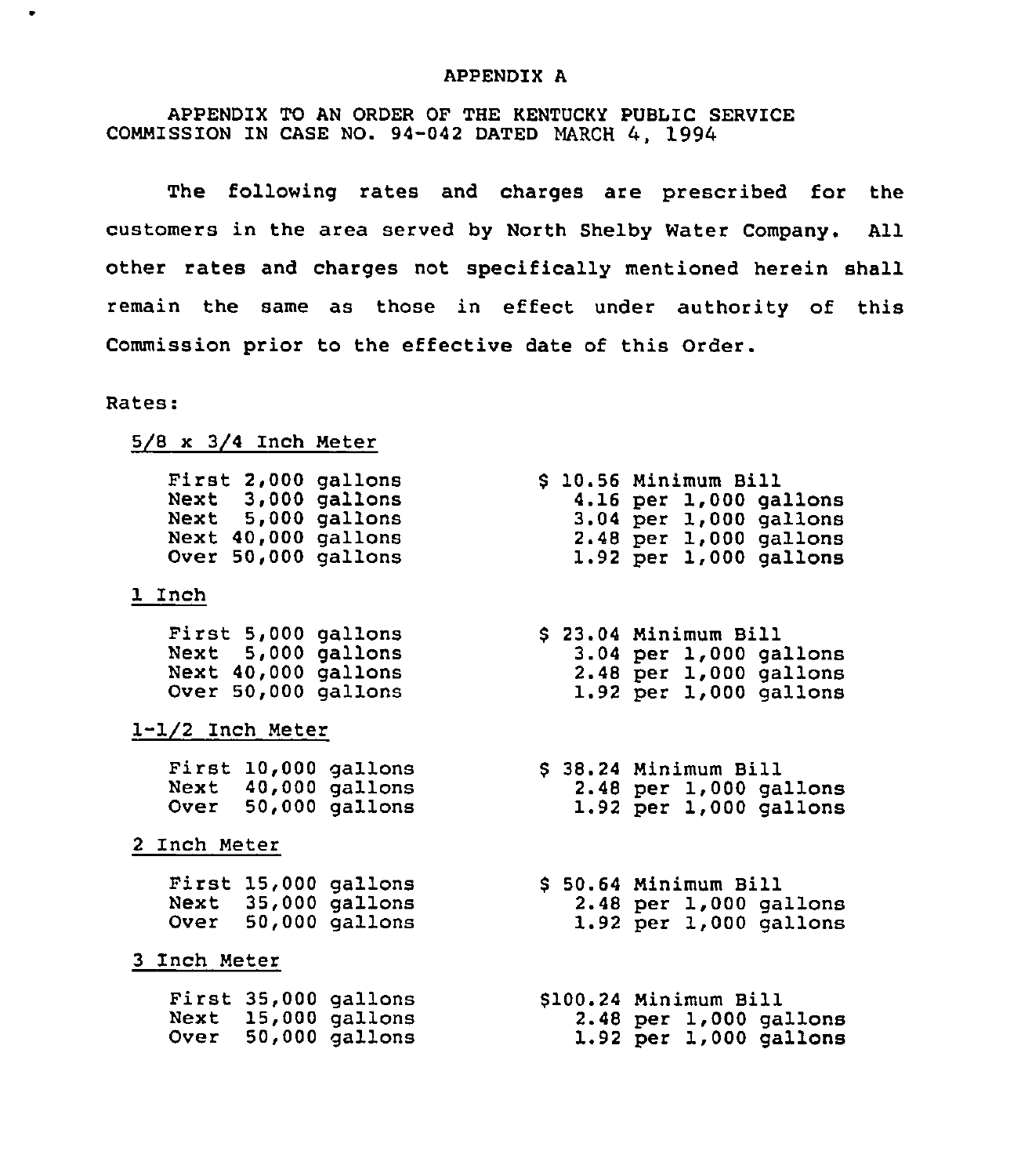# APPENDIX A

APPENDIX TO AN ORDER OF THE KENTUCKY PUBLIC SERVICE COMMISSION IN CASE NO. 94-042 DATED MARCH 4, 1994

The following rates and charges are prescribed for the customers in the area served by North Shelby Water Company. All other rates and charges not specifically mentioned herein shall remain the same as those in effect under authority of this Commission prior to the effective date of this Order.

Rates:

5/8 x 3/4 Inch Meter

| | |
|---|---|
| First 2,000 gallons | $ 10.56 Minimum Bill |
| Next 3,000 gallons | 4.16 per 1,000 gallons |
| Next 5,000 gallons | 3.04 per 1,000 gallons |
| Next 40,000 gallons | 2.48 per 1,000 gallons |
| Over 50,000 gallons | 1.92 per 1,000 gallons |

1 Inch

| | |
|---|---|
| First 5,000 gallons | $ 23.04 Minimum Bill |
| Next 5,000 gallons | 3.04 per 1,000 gallons |
| Next 40,000 gallons | 2.48 per 1,000 gallons |
| Over 50,000 gallons | 1.92 per 1,000 gallons |

1-1/2 Inch Meter

| | |
|---|---|
| First 10,000 gallons | $ 38.24 Minimum Bill |
| Next 40,000 gallons | 2.48 per 1,000 gallons |
| Over 50,000 gallons | 1.92 per 1,000 gallons |

2 Inch Meter

| | |
|---|---|
| First 15,000 gallons | $ 50.64 Minimum Bill |
| Next 35,000 gallons | 2.48 per 1,000 gallons |
| Over 50,000 gallons | 1.92 per 1,000 gallons |

3 Inch Meter

| | |
|---|---|
| First 35,000 gallons | $100.24 Minimum Bill |
| Next 15,000 gallons | 2.48 per 1,000 gallons |
| Over 50,000 gallons | 1.92 per 1,000 gallons |